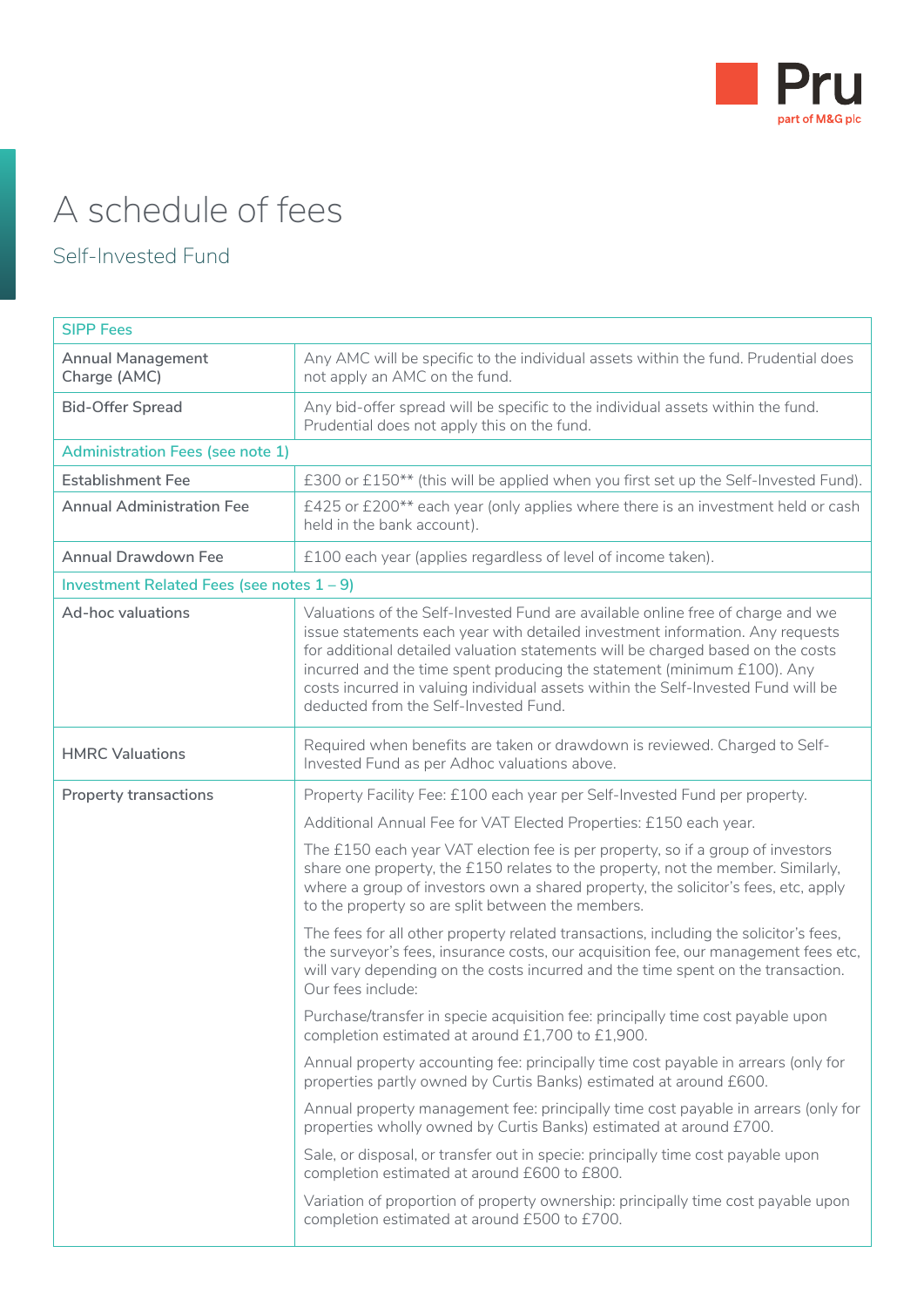# A schedule of fees

## Self-Invested Fund

| SIPP Fees | |
|---|---|
| Annual Management Charge (AMC) | Any AMC will be specific to the individual assets within the fund. Prudential does not apply an AMC on the fund. |
| Bid-Offer Spread | Any bid-offer spread will be specific to the individual assets within the fund. Prudential does not apply this on the fund. |
| **Administration Fees (see note 1)** | |
| Establishment Fee | £300 or £150** (this will be applied when you first set up the Self-Invested Fund). |
| Annual Administration Fee | £425 or £200** each year (only applies where there is an investment held or cash held in the bank account). |
| Annual Drawdown Fee | £100 each year (applies regardless of level of income taken). |
| **Investment Related Fees (see notes 1 – 9)** | |
| Ad-hoc valuations | Valuations of the Self-Invested Fund are available online free of charge and we issue statements each year with detailed investment information. Any requests for additional detailed valuation statements will be charged based on the costs incurred and the time spent producing the statement (minimum £100). Any costs incurred in valuing individual assets within the Self-Invested Fund will be deducted from the Self-Invested Fund. |
| HMRC Valuations | Required when benefits are taken or drawdown is reviewed. Charged to Self-Invested Fund as per Adhoc valuations above. |
| Property transactions | Property Facility Fee: £100 each year per Self-Invested Fund per property.<br><br>Additional Annual Fee for VAT Elected Properties: £150 each year.<br><br>The £150 each year VAT election fee is per property, so if a group of investors share one property, the £150 relates to the property, not the member. Similarly, where a group of investors own a shared property, the solicitor's fees, etc, apply to the property so are split between the members.<br><br>The fees for all other property related transactions, including the solicitor's fees, the surveyor's fees, insurance costs, our acquisition fee, our management fees etc, will vary depending on the costs incurred and the time spent on the transaction. Our fees include:<br><br>Purchase/transfer in specie acquisition fee: principally time cost payable upon completion estimated at around £1,700 to £1,900.<br><br>Annual property accounting fee: principally time cost payable in arrears (only for properties partly owned by Curtis Banks) estimated at around £600.<br><br>Annual property management fee: principally time cost payable in arrears (only for properties wholly owned by Curtis Banks) estimated at around £700.<br><br>Sale, or disposal, or transfer out in specie: principally time cost payable upon completion estimated at around £600 to £800.<br><br>Variation of proportion of property ownership: principally time cost payable upon completion estimated at around £500 to £700. |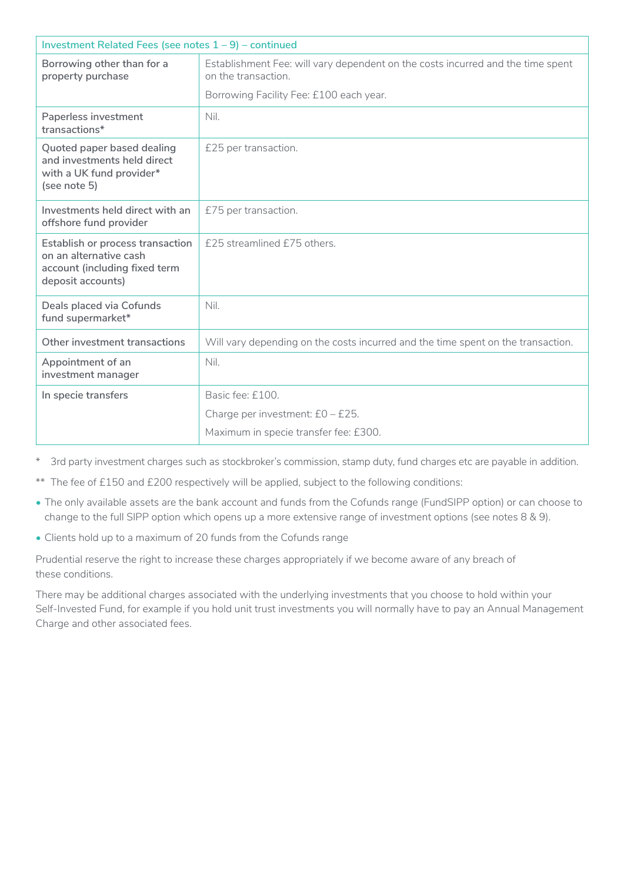| Investment Related Fees (see notes 1 – 9) – continued | |
|---|---|
| Borrowing other than for a property purchase | Establishment Fee: will vary dependent on the costs incurred and the time spent on the transaction.<br>Borrowing Facility Fee: £100 each year. |
| Paperless investment transactions* | Nil. |
| Quoted paper based dealing and investments held direct with a UK fund provider* (see note 5) | £25 per transaction. |
| Investments held direct with an offshore fund provider | £75 per transaction. |
| Establish or process transaction on an alternative cash account (including fixed term deposit accounts) | £25 streamlined £75 others. |
| Deals placed via Cofunds fund supermarket* | Nil. |
| Other investment transactions | Will vary depending on the costs incurred and the time spent on the transaction. |
| Appointment of an investment manager | Nil. |
| In specie transfers | Basic fee: £100.<br>Charge per investment: £0 – £25.<br>Maximum in specie transfer fee: £300. |

\* 3rd party investment charges such as stockbroker's commission, stamp duty, fund charges etc are payable in addition.

\*\* The fee of £150 and £200 respectively will be applied, subject to the following conditions:

- The only available assets are the bank account and funds from the Cofunds range (FundSIPP option) or can choose to change to the full SIPP option which opens up a more extensive range of investment options (see notes 8 & 9).
- Clients hold up to a maximum of 20 funds from the Cofunds range

Prudential reserve the right to increase these charges appropriately if we become aware of any breach of these conditions.

There may be additional charges associated with the underlying investments that you choose to hold within your Self-Invested Fund, for example if you hold unit trust investments you will normally have to pay an Annual Management Charge and other associated fees.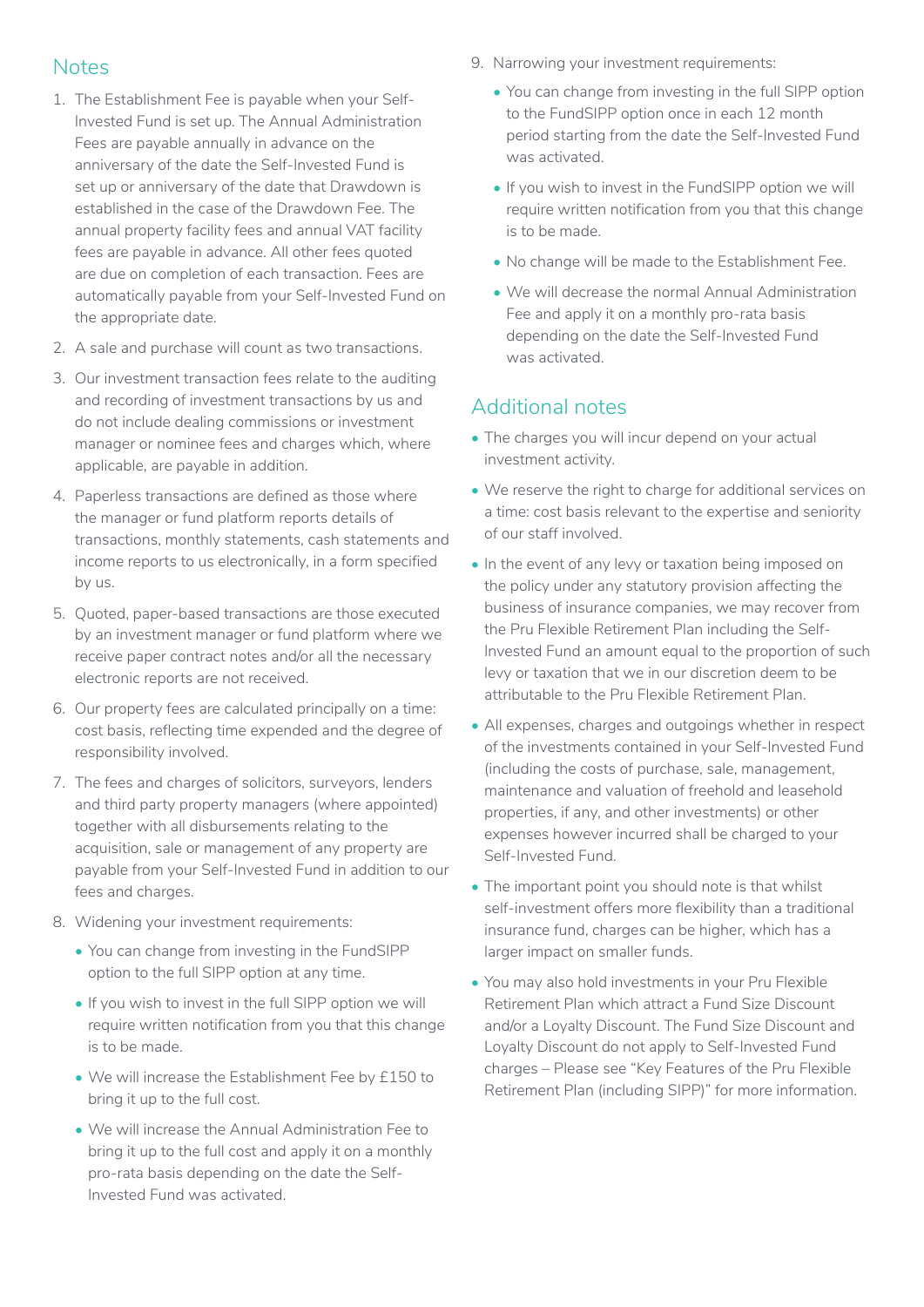## Notes

1. The Establishment Fee is payable when your Self-Invested Fund is set up. The Annual Administration Fees are payable annually in advance on the anniversary of the date the Self-Invested Fund is set up or anniversary of the date that Drawdown is established in the case of the Drawdown Fee. The annual property facility fees and annual VAT facility fees are payable in advance. All other fees quoted are due on completion of each transaction. Fees are automatically payable from your Self-Invested Fund on the appropriate date.
2. A sale and purchase will count as two transactions.
3. Our investment transaction fees relate to the auditing and recording of investment transactions by us and do not include dealing commissions or investment manager or nominee fees and charges which, where applicable, are payable in addition.
4. Paperless transactions are defined as those where the manager or fund platform reports details of transactions, monthly statements, cash statements and income reports to us electronically, in a form specified by us.
5. Quoted, paper-based transactions are those executed by an investment manager or fund platform where we receive paper contract notes and/or all the necessary electronic reports are not received.
6. Our property fees are calculated principally on a time: cost basis, reflecting time expended and the degree of responsibility involved.
7. The fees and charges of solicitors, surveyors, lenders and third party property managers (where appointed) together with all disbursements relating to the acquisition, sale or management of any property are payable from your Self-Invested Fund in addition to our fees and charges.
8. Widening your investment requirements:
   - You can change from investing in the FundSIPP option to the full SIPP option at any time.
   - If you wish to invest in the full SIPP option we will require written notification from you that this change is to be made.
   - We will increase the Establishment Fee by £150 to bring it up to the full cost.
   - We will increase the Annual Administration Fee to bring it up to the full cost and apply it on a monthly pro-rata basis depending on the date the Self-Invested Fund was activated.
9. Narrowing your investment requirements:
   - You can change from investing in the full SIPP option to the FundSIPP option once in each 12 month period starting from the date the Self-Invested Fund was activated.
   - If you wish to invest in the FundSIPP option we will require written notification from you that this change is to be made.
   - No change will be made to the Establishment Fee.
   - We will decrease the normal Annual Administration Fee and apply it on a monthly pro-rata basis depending on the date the Self-Invested Fund was activated.

## Additional notes

- The charges you will incur depend on your actual investment activity.
- We reserve the right to charge for additional services on a time: cost basis relevant to the expertise and seniority of our staff involved.
- In the event of any levy or taxation being imposed on the policy under any statutory provision affecting the business of insurance companies, we may recover from the Pru Flexible Retirement Plan including the Self-Invested Fund an amount equal to the proportion of such levy or taxation that we in our discretion deem to be attributable to the Pru Flexible Retirement Plan.
- All expenses, charges and outgoings whether in respect of the investments contained in your Self-Invested Fund (including the costs of purchase, sale, management, maintenance and valuation of freehold and leasehold properties, if any, and other investments) or other expenses however incurred shall be charged to your Self-Invested Fund.
- The important point you should note is that whilst self-investment offers more flexibility than a traditional insurance fund, charges can be higher, which has a larger impact on smaller funds.
- You may also hold investments in your Pru Flexible Retirement Plan which attract a Fund Size Discount and/or a Loyalty Discount. The Fund Size Discount and Loyalty Discount do not apply to Self-Invested Fund charges – Please see "Key Features of the Pru Flexible Retirement Plan (including SIPP)" for more information.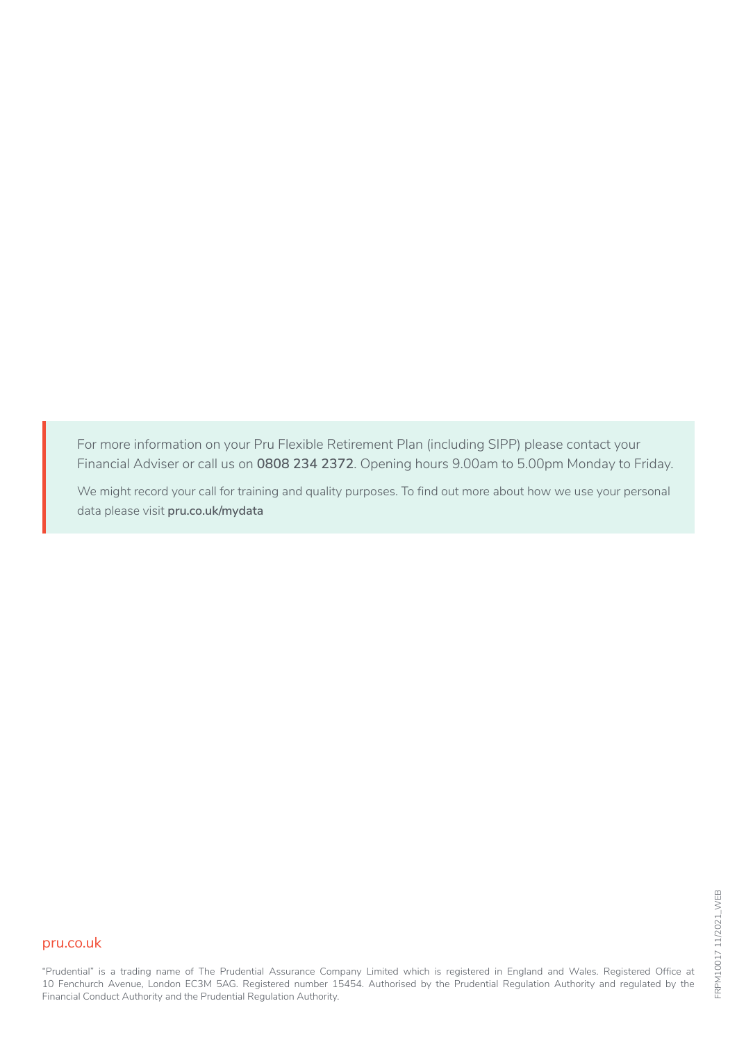For more information on your Pru Flexible Retirement Plan (including SIPP) please contact your Financial Adviser or call us on **0808 234 2372**. Opening hours 9.00am to 5.00pm Monday to Friday.

We might record your call for training and quality purposes. To find out more about how we use your personal data please visit **pru.co.uk/mydata**

pru.co.uk

"Prudential" is a trading name of The Prudential Assurance Company Limited which is registered in England and Wales. Registered Office at 10 Fenchurch Avenue, London EC3M 5AG. Registered number 15454. Authorised by the Prudential Regulation Authority and regulated by the Financial Conduct Authority and the Prudential Regulation Authority.

FRPM10017 11/2021_WEB